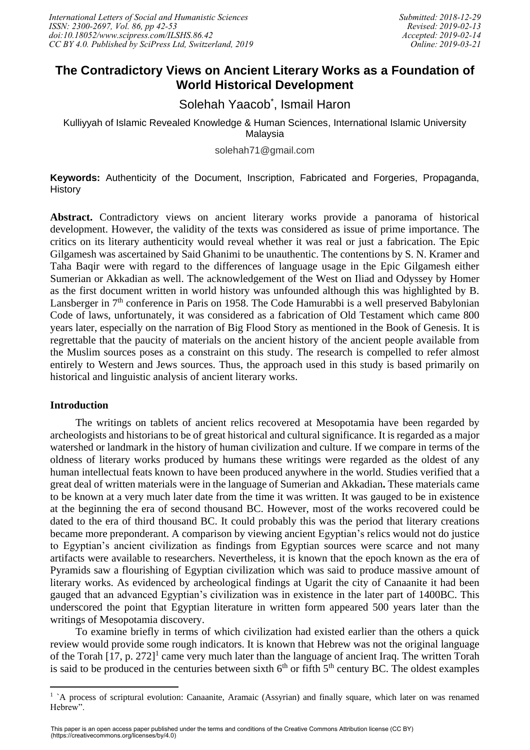# The Contradictory Views on Ancient Literary Works as a Foundation of World Historical Development

Solehah Yaacob*, Ismail Haron

Kulliyyah of Islamic Revealed Knowledge & Human Sciences, International Islamic University Malaysia

solehah71@gmail.com

**Keywords:** Authenticity of the Document, Inscription, Fabricated and Forgeries, Propaganda, History

**Abstract.** Contradictory views on ancient literary works provide a panorama of historical development. However, the validity of the texts was considered as issue of prime importance. The critics on its literary authenticity would reveal whether it was real or just a fabrication. The Epic Gilgamesh was ascertained by Said Ghanimi to be unauthentic. The contentions by S. N. Kramer and Taha Baqir were with regard to the differences of language usage in the Epic Gilgamesh either Sumerian or Akkadian as well. The acknowledgement of the West on Iliad and Odyssey by Homer as the first document written in world history was unfounded although this was highlighted by B. Lansberger in 7th conference in Paris on 1958. The Code Hamurabbi is a well preserved Babylonian Code of laws, unfortunately, it was considered as a fabrication of Old Testament which came 800 years later, especially on the narration of Big Flood Story as mentioned in the Book of Genesis. It is regrettable that the paucity of materials on the ancient history of the ancient people available from the Muslim sources poses as a constraint on this study. The research is compelled to refer almost entirely to Western and Jews sources. Thus, the approach used in this study is based primarily on historical and linguistic analysis of ancient literary works.

## Introduction

The writings on tablets of ancient relics recovered at Mesopotamia have been regarded by archeologists and historians to be of great historical and cultural significance. It is regarded as a major watershed or landmark in the history of human civilization and culture. If we compare in terms of the oldness of literary works produced by humans these writings were regarded as the oldest of any human intellectual feats known to have been produced anywhere in the world. Studies verified that a great deal of written materials were in the language of Sumerian and Akkadian**.** These materials came to be known at a very much later date from the time it was written. It was gauged to be in existence at the beginning the era of second thousand BC. However, most of the works recovered could be dated to the era of third thousand BC. It could probably this was the period that literary creations became more preponderant. A comparison by viewing ancient Egyptian's relics would not do justice to Egyptian's ancient civilization as findings from Egyptian sources were scarce and not many artifacts were available to researchers. Nevertheless, it is known that the epoch known as the era of Pyramids saw a flourishing of Egyptian civilization which was said to produce massive amount of literary works. As evidenced by archeological findings at Ugarit the city of Canaanite it had been gauged that an advanced Egyptian's civilization was in existence in the later part of 1400BC. This underscored the point that Egyptian literature in written form appeared 500 years later than the writings of Mesopotamia discovery.

To examine briefly in terms of which civilization had existed earlier than the others a quick review would provide some rough indicators. It is known that Hebrew was not the original language of the Torah [17, p. 272][1] came very much later than the language of ancient Iraq. The written Torah is said to be produced in the centuries between sixth 6th or fifth 5th century BC. The oldest examples

[1] `A process of scriptural evolution: Canaanite, Aramaic (Assyrian) and finally square, which later on was renamed Hebrew".

This paper is an open access paper published under the terms and conditions of the Creative Commons Attribution license (CC BY) (https://creativecommons.org/licenses/by/4.0)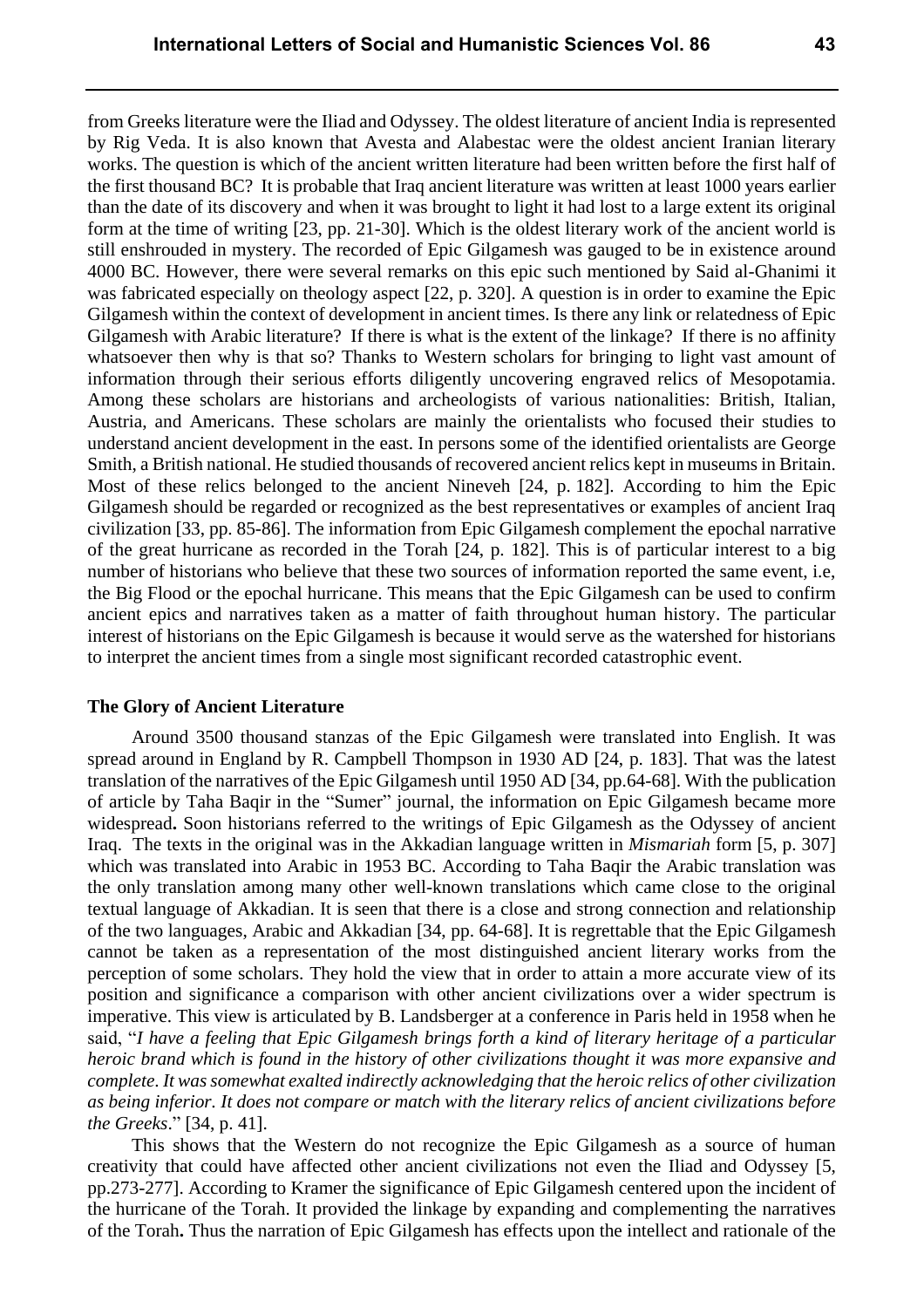from Greeks literature were the Iliad and Odyssey. The oldest literature of ancient India is represented by Rig Veda. It is also known that Avesta and Alabestac were the oldest ancient Iranian literary works. The question is which of the ancient written literature had been written before the first half of the first thousand BC? It is probable that Iraq ancient literature was written at least 1000 years earlier than the date of its discovery and when it was brought to light it had lost to a large extent its original form at the time of writing [23, pp. 21-30]. Which is the oldest literary work of the ancient world is still enshrouded in mystery. The recorded of Epic Gilgamesh was gauged to be in existence around 4000 BC. However, there were several remarks on this epic such mentioned by Said al-Ghanimi it was fabricated especially on theology aspect [22, p. 320]. A question is in order to examine the Epic Gilgamesh within the context of development in ancient times. Is there any link or relatedness of Epic Gilgamesh with Arabic literature? If there is what is the extent of the linkage? If there is no affinity whatsoever then why is that so? Thanks to Western scholars for bringing to light vast amount of information through their serious efforts diligently uncovering engraved relics of Mesopotamia. Among these scholars are historians and archeologists of various nationalities: British, Italian, Austria, and Americans. These scholars are mainly the orientalists who focused their studies to understand ancient development in the east. In persons some of the identified orientalists are George Smith, a British national. He studied thousands of recovered ancient relics kept in museums in Britain. Most of these relics belonged to the ancient Nineveh [24, p. 182]. According to him the Epic Gilgamesh should be regarded or recognized as the best representatives or examples of ancient Iraq civilization [33, pp. 85-86]. The information from Epic Gilgamesh complement the epochal narrative of the great hurricane as recorded in the Torah [24, p. 182]. This is of particular interest to a big number of historians who believe that these two sources of information reported the same event, i.e, the Big Flood or the epochal hurricane. This means that the Epic Gilgamesh can be used to confirm ancient epics and narratives taken as a matter of faith throughout human history. The particular interest of historians on the Epic Gilgamesh is because it would serve as the watershed for historians to interpret the ancient times from a single most significant recorded catastrophic event.

## The Glory of Ancient Literature

Around 3500 thousand stanzas of the Epic Gilgamesh were translated into English. It was spread around in England by R. Campbell Thompson in 1930 AD [24, p. 183]. That was the latest translation of the narratives of the Epic Gilgamesh until 1950 AD [34, pp.64-68]. With the publication of article by Taha Baqir in the "Sumer" journal, the information on Epic Gilgamesh became more widespread**.** Soon historians referred to the writings of Epic Gilgamesh as the Odyssey of ancient Iraq. The texts in the original was in the Akkadian language written in *Mismariah* form [5, p. 307] which was translated into Arabic in 1953 BC. According to Taha Baqir the Arabic translation was the only translation among many other well-known translations which came close to the original textual language of Akkadian. It is seen that there is a close and strong connection and relationship of the two languages, Arabic and Akkadian [34, pp. 64-68]. It is regrettable that the Epic Gilgamesh cannot be taken as a representation of the most distinguished ancient literary works from the perception of some scholars. They hold the view that in order to attain a more accurate view of its position and significance a comparison with other ancient civilizations over a wider spectrum is imperative. This view is articulated by B. Landsberger at a conference in Paris held in 1958 when he said, "*I have a feeling that Epic Gilgamesh brings forth a kind of literary heritage of a particular heroic brand which is found in the history of other civilizations thought it was more expansive and complete. It was somewhat exalted indirectly acknowledging that the heroic relics of other civilization as being inferior. It does not compare or match with the literary relics of ancient civilizations before the Greeks*." [34, p. 41].

This shows that the Western do not recognize the Epic Gilgamesh as a source of human creativity that could have affected other ancient civilizations not even the Iliad and Odyssey [5, pp.273-277]. According to Kramer the significance of Epic Gilgamesh centered upon the incident of the hurricane of the Torah. It provided the linkage by expanding and complementing the narratives of the Torah**.** Thus the narration of Epic Gilgamesh has effects upon the intellect and rationale of the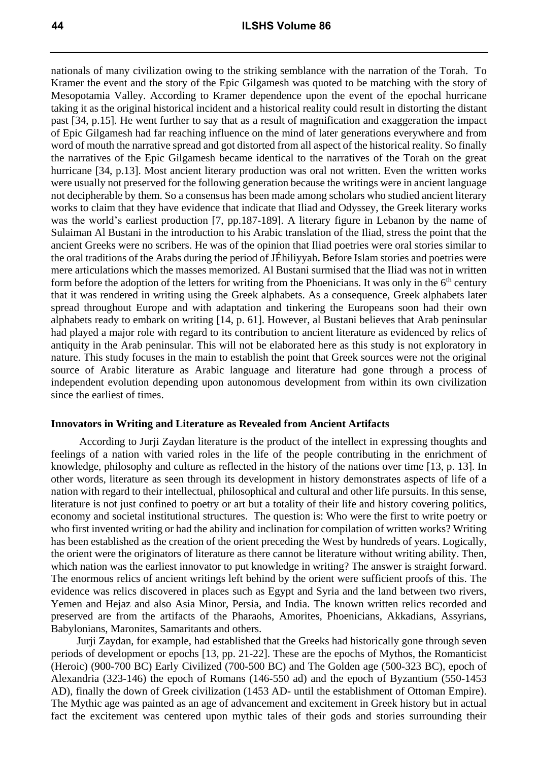nationals of many civilization owing to the striking semblance with the narration of the Torah. To Kramer the event and the story of the Epic Gilgamesh was quoted to be matching with the story of Mesopotamia Valley. According to Kramer dependence upon the event of the epochal hurricane taking it as the original historical incident and a historical reality could result in distorting the distant past [34, p.15]. He went further to say that as a result of magnification and exaggeration the impact of Epic Gilgamesh had far reaching influence on the mind of later generations everywhere and from word of mouth the narrative spread and got distorted from all aspect of the historical reality. So finally the narratives of the Epic Gilgamesh became identical to the narratives of the Torah on the great hurricane [34, p.13]. Most ancient literary production was oral not written. Even the written works were usually not preserved for the following generation because the writings were in ancient language not decipherable by them. So a consensus has been made among scholars who studied ancient literary works to claim that they have evidence that indicate that Iliad and Odyssey, the Greek literary works was the world's earliest production [7, pp.187-189]. A literary figure in Lebanon by the name of Sulaiman Al Bustani in the introduction to his Arabic translation of the Iliad, stress the point that the ancient Greeks were no scribers. He was of the opinion that Iliad poetries were oral stories similar to the oral traditions of the Arabs during the period of JÉhiliyyah**.** Before Islam stories and poetries were mere articulations which the masses memorized. Al Bustani surmised that the Iliad was not in written form before the adoption of the letters for writing from the Phoenicians. It was only in the 6th century that it was rendered in writing using the Greek alphabets. As a consequence, Greek alphabets later spread throughout Europe and with adaptation and tinkering the Europeans soon had their own alphabets ready to embark on writing [14, p. 61]. However, al Bustani believes that Arab peninsular had played a major role with regard to its contribution to ancient literature as evidenced by relics of antiquity in the Arab peninsular. This will not be elaborated here as this study is not exploratory in nature. This study focuses in the main to establish the point that Greek sources were not the original source of Arabic literature as Arabic language and literature had gone through a process of independent evolution depending upon autonomous development from within its own civilization since the earliest of times.

**Innovators in Writing and Literature as Revealed from Ancient Artifacts**

According to Jurji Zaydan literature is the product of the intellect in expressing thoughts and feelings of a nation with varied roles in the life of the people contributing in the enrichment of knowledge, philosophy and culture as reflected in the history of the nations over time [13, p. 13]. In other words, literature as seen through its development in history demonstrates aspects of life of a nation with regard to their intellectual, philosophical and cultural and other life pursuits. In this sense, literature is not just confined to poetry or art but a totality of their life and history covering politics, economy and societal institutional structures. The question is: Who were the first to write poetry or who first invented writing or had the ability and inclination for compilation of written works? Writing has been established as the creation of the orient preceding the West by hundreds of years. Logically, the orient were the originators of literature as there cannot be literature without writing ability. Then, which nation was the earliest innovator to put knowledge in writing? The answer is straight forward. The enormous relics of ancient writings left behind by the orient were sufficient proofs of this. The evidence was relics discovered in places such as Egypt and Syria and the land between two rivers, Yemen and Hejaz and also Asia Minor, Persia, and India. The known written relics recorded and preserved are from the artifacts of the Pharaohs, Amorites, Phoenicians, Akkadians, Assyrians, Babylonians, Maronites, Samaritants and others.

Jurji Zaydan, for example, had established that the Greeks had historically gone through seven periods of development or epochs [13, pp. 21-22]. These are the epochs of Mythos, the Romanticist (Heroic) (900-700 BC) Early Civilized (700-500 BC) and The Golden age (500-323 BC), epoch of Alexandria (323-146) the epoch of Romans (146-550 ad) and the epoch of Byzantium (550-1453 AD), finally the down of Greek civilization (1453 AD- until the establishment of Ottoman Empire). The Mythic age was painted as an age of advancement and excitement in Greek history but in actual fact the excitement was centered upon mythic tales of their gods and stories surrounding their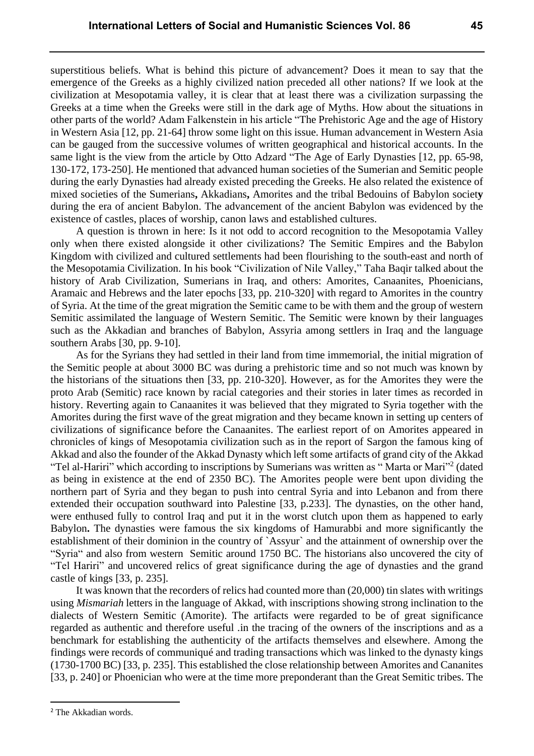superstitious beliefs. What is behind this picture of advancement? Does it mean to say that the emergence of the Greeks as a highly civilized nation preceded all other nations? If we look at the civilization at Mesopotamia valley, it is clear that at least there was a civilization surpassing the Greeks at a time when the Greeks were still in the dark age of Myths. How about the situations in other parts of the world? Adam Falkenstein in his article "The Prehistoric Age and the age of History in Western Asia [12, pp. 21-64] throw some light on this issue. Human advancement in Western Asia can be gauged from the successive volumes of written geographical and historical accounts. In the same light is the view from the article by Otto Adzard "The Age of Early Dynasties [12, pp. 65-98, 130-172, 173-250]. He mentioned that advanced human societies of the Sumerian and Semitic people during the early Dynasties had already existed preceding the Greeks. He also related the existence of mixed societies of the Sumerians**,** Akkadians**,** Amorites and the tribal Bedouins of Babylon societ**y** during the era of ancient Babylon. The advancement of the ancient Babylon was evidenced by the existence of castles, places of worship, canon laws and established cultures.

A question is thrown in here: Is it not odd to accord recognition to the Mesopotamia Valley only when there existed alongside it other civilizations? The Semitic Empires and the Babylon Kingdom with civilized and cultured settlements had been flourishing to the south-east and north of the Mesopotamia Civilization. In his book "Civilization of Nile Valley," Taha Baqir talked about the history of Arab Civilization, Sumerians in Iraq, and others: Amorites, Canaanites, Phoenicians, Aramaic and Hebrews and the later epochs [33, pp. 210-320] with regard to Amorites in the country of Syria. At the time of the great migration the Semitic came to be with them and the group of western Semitic assimilated the language of Western Semitic. The Semitic were known by their languages such as the Akkadian and branches of Babylon, Assyria among settlers in Iraq and the language southern Arabs [30, pp. 9-10].

As for the Syrians they had settled in their land from time immemorial, the initial migration of the Semitic people at about 3000 BC was during a prehistoric time and so not much was known by the historians of the situations then [33, pp. 210-320]. However, as for the Amorites they were the proto Arab (Semitic) race known by racial categories and their stories in later times as recorded in history. Reverting again to Canaanites it was believed that they migrated to Syria together with the Amorites during the first wave of the great migration and they became known in setting up centers of civilizations of significance before the Canaanites. The earliest report of on Amorites appeared in chronicles of kings of Mesopotamia civilization such as in the report of Sargon the famous king of Akkad and also the founder of the Akkad Dynasty which left some artifacts of grand city of the Akkad "Tel al-Hariri" which according to inscriptions by Sumerians was written as " Marta or Mari"[2] (dated as being in existence at the end of 2350 BC). The Amorites people were bent upon dividing the northern part of Syria and they began to push into central Syria and into Lebanon and from there extended their occupation southward into Palestine [33, p.233]. The dynasties, on the other hand, were enthused fully to control Iraq and put it in the worst clutch upon them as happened to early Babylon**.** The dynasties were famous the six kingdoms of Hamurabbi and more significantly the establishment of their dominion in the country of `Assyur` and the attainment of ownership over the "Syria" and also from western Semitic around 1750 BC. The historians also uncovered the city of "Tel Hariri" and uncovered relics of great significance during the age of dynasties and the grand castle of kings [33, p. 235].

It was known that the recorders of relics had counted more than (20,000) tin slates with writings using *Mismariah* letters in the language of Akkad, with inscriptions showing strong inclination to the dialects of Western Semitic (Amorite). The artifacts were regarded to be of great significance regarded as authentic and therefore useful .in the tracing of the owners of the inscriptions and as a benchmark for establishing the authenticity of the artifacts themselves and elsewhere. Among the findings were records of communiqué and trading transactions which was linked to the dynasty kings (1730-1700 BC) [33, p. 235]. This established the close relationship between Amorites and Cananites [33, p. 240] or Phoenician who were at the time more preponderant than the Great Semitic tribes. The

[2] The Akkadian words.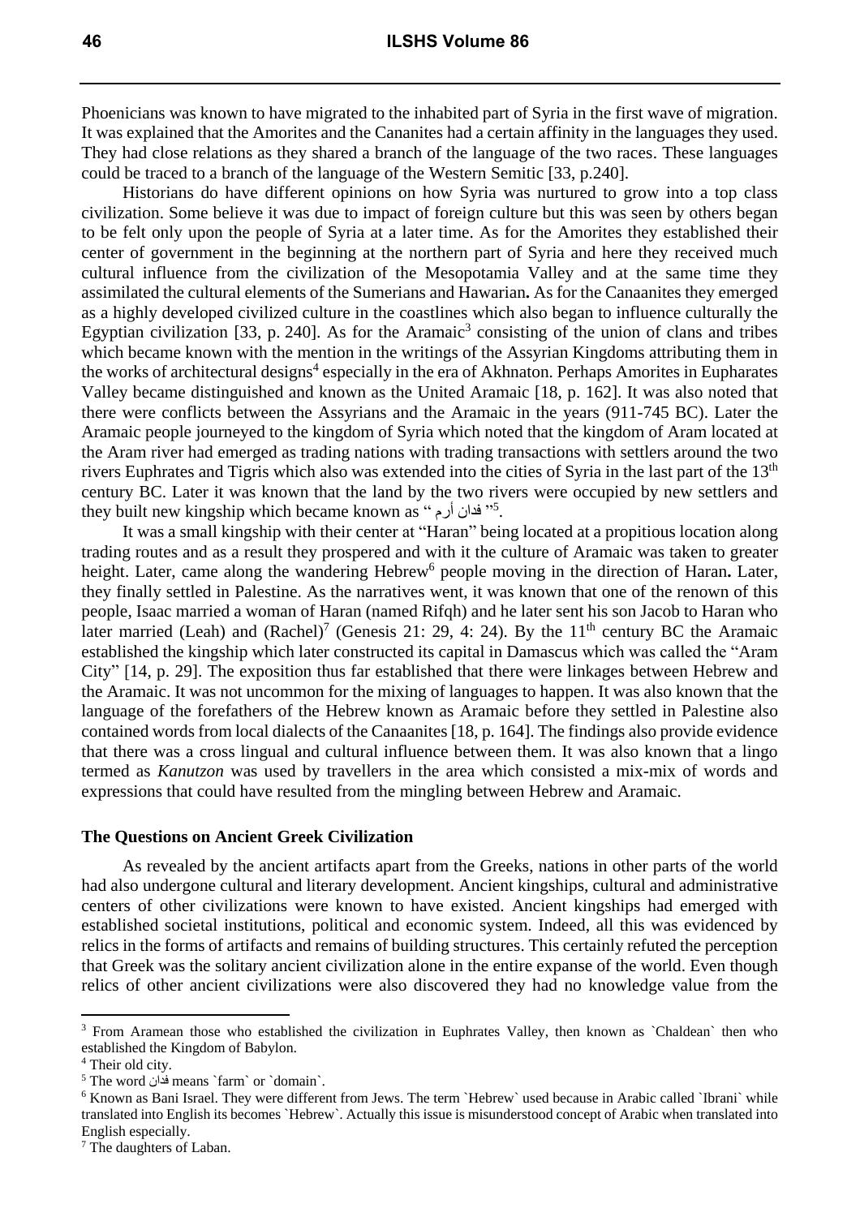Phoenicians was known to have migrated to the inhabited part of Syria in the first wave of migration. It was explained that the Amorites and the Cananites had a certain affinity in the languages they used. They had close relations as they shared a branch of the language of the two races. These languages could be traced to a branch of the language of the Western Semitic [33, p.240].

Historians do have different opinions on how Syria was nurtured to grow into a top class civilization. Some believe it was due to impact of foreign culture but this was seen by others began to be felt only upon the people of Syria at a later time. As for the Amorites they established their center of government in the beginning at the northern part of Syria and here they received much cultural influence from the civilization of the Mesopotamia Valley and at the same time they assimilated the cultural elements of the Sumerians and Hawarian**.** As for the Canaanites they emerged as a highly developed civilized culture in the coastlines which also began to influence culturally the Egyptian civilization [33, p. 240]. As for the Aramaic[3] consisting of the union of clans and tribes which became known with the mention in the writings of the Assyrian Kingdoms attributing them in the works of architectural designs[4] especially in the era of Akhnaton. Perhaps Amorites in Eupharates Valley became distinguished and known as the United Aramaic [18, p. 162]. It was also noted that there were conflicts between the Assyrians and the Aramaic in the years (911-745 BC). Later the Aramaic people journeyed to the kingdom of Syria which noted that the kingdom of Aram located at the Aram river had emerged as trading nations with trading transactions with settlers around the two rivers Euphrates and Tigris which also was extended into the cities of Syria in the last part of the 13th century BC. Later it was known that the land by the two rivers were occupied by new settlers and they built new kingship which became known as " فدان أرم "[5].

It was a small kingship with their center at "Haran" being located at a propitious location along trading routes and as a result they prospered and with it the culture of Aramaic was taken to greater height. Later, came along the wandering Hebrew[6] people moving in the direction of Haran**.** Later, they finally settled in Palestine. As the narratives went, it was known that one of the renown of this people, Isaac married a woman of Haran (named Rifqh) and he later sent his son Jacob to Haran who later married (Leah) and (Rachel)[7] (Genesis 21: 29, 4: 24). By the 11th century BC the Aramaic established the kingship which later constructed its capital in Damascus which was called the "Aram City" [14, p. 29]. The exposition thus far established that there were linkages between Hebrew and the Aramaic. It was not uncommon for the mixing of languages to happen. It was also known that the language of the forefathers of the Hebrew known as Aramaic before they settled in Palestine also contained words from local dialects of the Canaanites [18, p. 164]. The findings also provide evidence that there was a cross lingual and cultural influence between them. It was also known that a lingo termed as *Kanutzon* was used by travellers in the area which consisted a mix-mix of words and expressions that could have resulted from the mingling between Hebrew and Aramaic.

### The Questions on Ancient Greek Civilization

As revealed by the ancient artifacts apart from the Greeks, nations in other parts of the world had also undergone cultural and literary development. Ancient kingships, cultural and administrative centers of other civilizations were known to have existed. Ancient kingships had emerged with established societal institutions, political and economic system. Indeed, all this was evidenced by relics in the forms of artifacts and remains of building structures. This certainly refuted the perception that Greek was the solitary ancient civilization alone in the entire expanse of the world. Even though relics of other ancient civilizations were also discovered they had no knowledge value from the

---

[3] From Aramean those who established the civilization in Euphrates Valley, then known as `Chaldean` then who established the Kingdom of Babylon.

[4] Their old city.

[5] The word فدان means `farm` or `domain`.

[6] Known as Bani Israel. They were different from Jews. The term `Hebrew` used because in Arabic called `Ibrani` while translated into English its becomes `Hebrew`. Actually this issue is misunderstood concept of Arabic when translated into English especially.

[7] The daughters of Laban.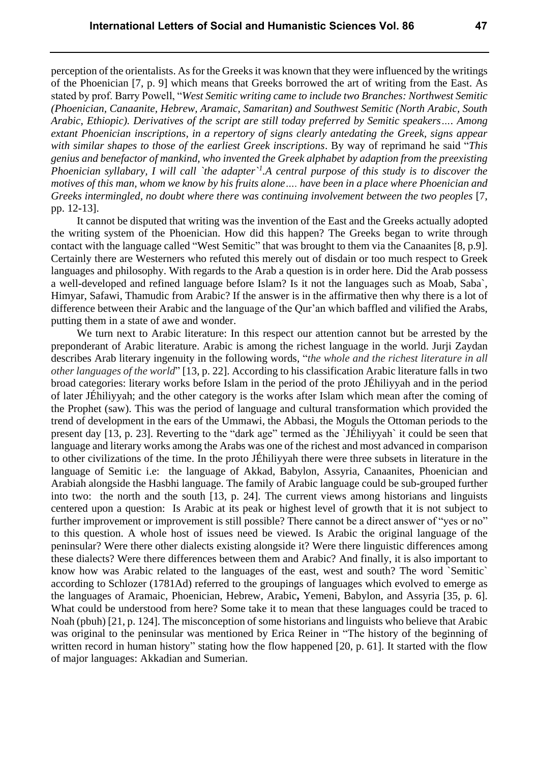perception of the orientalists. As for the Greeks it was known that they were influenced by the writings of the Phoenician [7, p. 9] which means that Greeks borrowed the art of writing from the East. As stated by prof. Barry Powell, "*West Semitic writing came to include two Branches: Northwest Semitic (Phoenician, Canaanite, Hebrew, Aramaic, Samaritan) and Southwest Semitic (North Arabic, South Arabic, Ethiopic). Derivatives of the script are still today preferred by Semitic speakers…. Among extant Phoenician inscriptions, in a repertory of signs clearly antedating the Greek, signs appear with similar shapes to those of the earliest Greek inscriptions*. By way of reprimand he said "*This genius and benefactor of mankind, who invented the Greek alphabet by adaption from the preexisting Phoenician syllabary, I will call `the adapter`[1].A central purpose of this study is to discover the motives of this man, whom we know by his fruits alone…. have been in a place where Phoenician and Greeks intermingled, no doubt where there was continuing involvement between the two peoples* [7, pp. 12-13].

It cannot be disputed that writing was the invention of the East and the Greeks actually adopted the writing system of the Phoenician. How did this happen? The Greeks began to write through contact with the language called "West Semitic" that was brought to them via the Canaanites [8, p.9]. Certainly there are Westerners who refuted this merely out of disdain or too much respect to Greek languages and philosophy. With regards to the Arab a question is in order here. Did the Arab possess a well-developed and refined language before Islam? Is it not the languages such as Moab, Saba`, Himyar, Safawi, Thamudic from Arabic? If the answer is in the affirmative then why there is a lot of difference between their Arabic and the language of the Qur'an which baffled and vilified the Arabs, putting them in a state of awe and wonder.

We turn next to Arabic literature: In this respect our attention cannot but be arrested by the preponderant of Arabic literature. Arabic is among the richest language in the world. Jurji Zaydan describes Arab literary ingenuity in the following words, "*the whole and the richest literature in all other languages of the world*" [13, p. 22]. According to his classification Arabic literature falls in two broad categories: literary works before Islam in the period of the proto JÉhiliyyah and in the period of later JÉhiliyyah; and the other category is the works after Islam which mean after the coming of the Prophet (saw). This was the period of language and cultural transformation which provided the trend of development in the ears of the Ummawi, the Abbasi, the Moguls the Ottoman periods to the present day [13, p. 23]. Reverting to the "dark age" termed as the `JÉhiliyyah` it could be seen that language and literary works among the Arabs was one of the richest and most advanced in comparison to other civilizations of the time. In the proto JÉhiliyyah there were three subsets in literature in the language of Semitic i.e: the language of Akkad, Babylon, Assyria, Canaanites, Phoenician and Arabiah alongside the Hasbhi language. The family of Arabic language could be sub-grouped further into two: the north and the south [13, p. 24]. The current views among historians and linguists centered upon a question: Is Arabic at its peak or highest level of growth that it is not subject to further improvement or improvement is still possible? There cannot be a direct answer of "yes or no" to this question. A whole host of issues need be viewed. Is Arabic the original language of the peninsular? Were there other dialects existing alongside it? Were there linguistic differences among these dialects? Were there differences between them and Arabic? And finally, it is also important to know how was Arabic related to the languages of the east, west and south? The word `Semitic` according to Schlozer (1781Ad) referred to the groupings of languages which evolved to emerge as the languages of Aramaic, Phoenician, Hebrew, Arabic**,** Yemeni, Babylon, and Assyria [35, p. 6]. What could be understood from here? Some take it to mean that these languages could be traced to Noah (pbuh) [21, p. 124]. The misconception of some historians and linguists who believe that Arabic was original to the peninsular was mentioned by Erica Reiner in "The history of the beginning of written record in human history" stating how the flow happened [20, p. 61]. It started with the flow of major languages: Akkadian and Sumerian.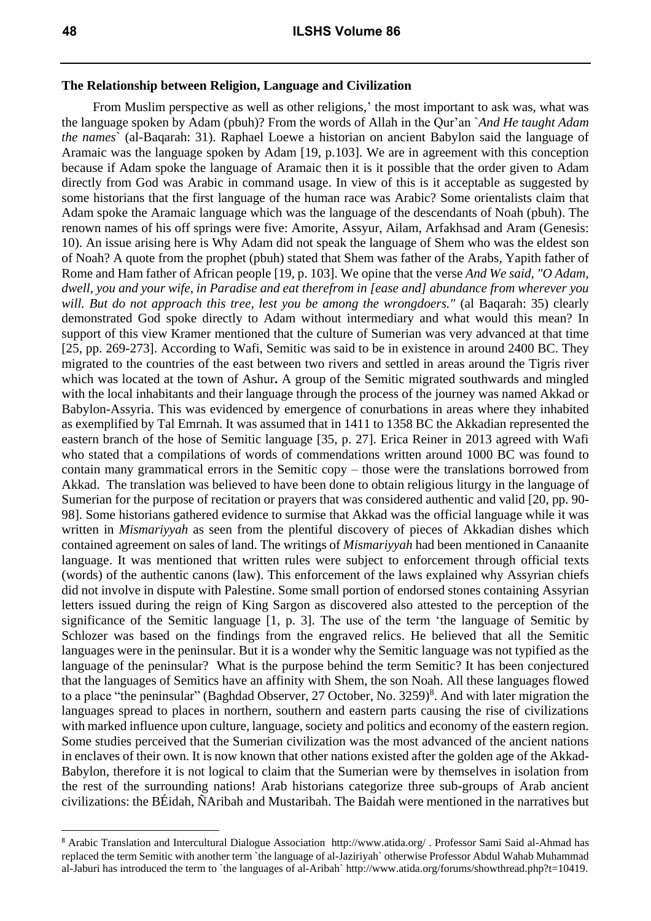### The Relationship between Religion, Language and Civilization

From Muslim perspective as well as other religions,' the most important to ask was, what was the language spoken by Adam (pbuh)? From the words of Allah in the Qur'an `*And He taught Adam the names*` (al-Baqarah: 31). Raphael Loewe a historian on ancient Babylon said the language of Aramaic was the language spoken by Adam [19, p.103]. We are in agreement with this conception because if Adam spoke the language of Aramaic then it is it possible that the order given to Adam directly from God was Arabic in command usage. In view of this is it acceptable as suggested by some historians that the first language of the human race was Arabic? Some orientalists claim that Adam spoke the Aramaic language which was the language of the descendants of Noah (pbuh). The renown names of his off springs were five: Amorite, Assyur, Ailam, Arfakhsad and Aram (Genesis: 10). An issue arising here is Why Adam did not speak the language of Shem who was the eldest son of Noah? A quote from the prophet (pbuh) stated that Shem was father of the Arabs, Yapith father of Rome and Ham father of African people [19, p. 103]. We opine that the verse *And We said, "O Adam, dwell, you and your wife, in Paradise and eat therefrom in [ease and] abundance from wherever you will. But do not approach this tree, lest you be among the wrongdoers."* (al Baqarah: 35) clearly demonstrated God spoke directly to Adam without intermediary and what would this mean? In support of this view Kramer mentioned that the culture of Sumerian was very advanced at that time [25, pp. 269-273]. According to Wafi, Semitic was said to be in existence in around 2400 BC. They migrated to the countries of the east between two rivers and settled in areas around the Tigris river which was located at the town of Ashur**.** A group of the Semitic migrated southwards and mingled with the local inhabitants and their language through the process of the journey was named Akkad or Babylon-Assyria. This was evidenced by emergence of conurbations in areas where they inhabited as exemplified by Tal Emrnah. It was assumed that in 1411 to 1358 BC the Akkadian represented the eastern branch of the hose of Semitic language [35, p. 27]. Erica Reiner in 2013 agreed with Wafi who stated that a compilations of words of commendations written around 1000 BC was found to contain many grammatical errors in the Semitic copy – those were the translations borrowed from Akkad. The translation was believed to have been done to obtain religious liturgy in the language of Sumerian for the purpose of recitation or prayers that was considered authentic and valid [20, pp. 90-98]. Some historians gathered evidence to surmise that Akkad was the official language while it was written in *Mismariyyah* as seen from the plentiful discovery of pieces of Akkadian dishes which contained agreement on sales of land. The writings of *Mismariyyah* had been mentioned in Canaanite language. It was mentioned that written rules were subject to enforcement through official texts (words) of the authentic canons (law). This enforcement of the laws explained why Assyrian chiefs did not involve in dispute with Palestine. Some small portion of endorsed stones containing Assyrian letters issued during the reign of King Sargon as discovered also attested to the perception of the significance of the Semitic language [1, p. 3]. The use of the term 'the language of Semitic by Schlozer was based on the findings from the engraved relics. He believed that all the Semitic languages were in the peninsular. But it is a wonder why the Semitic language was not typified as the language of the peninsular? What is the purpose behind the term Semitic? It has been conjectured that the languages of Semitics have an affinity with Shem, the son Noah. All these languages flowed to a place "the peninsular" (Baghdad Observer, 27 October, No. 3259)[8]. And with later migration the languages spread to places in northern, southern and eastern parts causing the rise of civilizations with marked influence upon culture, language, society and politics and economy of the eastern region. Some studies perceived that the Sumerian civilization was the most advanced of the ancient nations in enclaves of their own. It is now known that other nations existed after the golden age of the Akkad-Babylon, therefore it is not logical to claim that the Sumerian were by themselves in isolation from the rest of the surrounding nations! Arab historians categorize three sub-groups of Arab ancient civilizations: the BÉidah, ÑAribah and Mustaribah. The Baidah were mentioned in the narratives but

[8] Arabic Translation and Intercultural Dialogue Association http://www.atida.org/ . Professor Sami Said al-Ahmad has replaced the term Semitic with another term `the language of al-Jaziriyah` otherwise Professor Abdul Wahab Muhammad al-Jaburi has introduced the term to `the languages of al-Aribah` http://www.atida.org/forums/showthread.php?t=10419.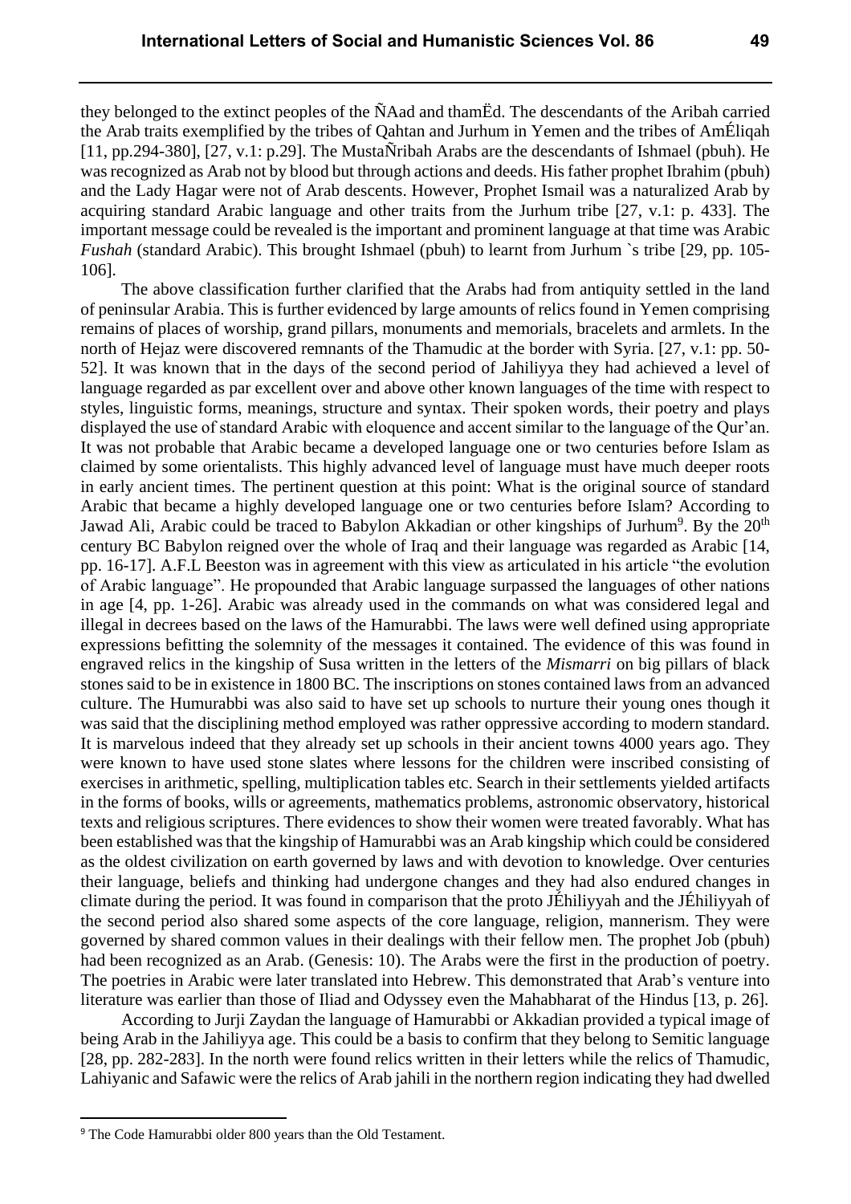they belonged to the extinct peoples of the ÑAad and thamËd. The descendants of the Aribah carried the Arab traits exemplified by the tribes of Qahtan and Jurhum in Yemen and the tribes of AmÉliqah [11, pp.294-380], [27, v.1: p.29]. The MustaÑribah Arabs are the descendants of Ishmael (pbuh). He was recognized as Arab not by blood but through actions and deeds. His father prophet Ibrahim (pbuh) and the Lady Hagar were not of Arab descents. However, Prophet Ismail was a naturalized Arab by acquiring standard Arabic language and other traits from the Jurhum tribe [27, v.1: p. 433]. The important message could be revealed is the important and prominent language at that time was Arabic *Fushah* (standard Arabic). This brought Ishmael (pbuh) to learnt from Jurhum `s tribe [29, pp. 105-106].

The above classification further clarified that the Arabs had from antiquity settled in the land of peninsular Arabia. This is further evidenced by large amounts of relics found in Yemen comprising remains of places of worship, grand pillars, monuments and memorials, bracelets and armlets. In the north of Hejaz were discovered remnants of the Thamudic at the border with Syria. [27, v.1: pp. 50-52]. It was known that in the days of the second period of Jahiliyya they had achieved a level of language regarded as par excellent over and above other known languages of the time with respect to styles, linguistic forms, meanings, structure and syntax. Their spoken words, their poetry and plays displayed the use of standard Arabic with eloquence and accent similar to the language of the Qur'an. It was not probable that Arabic became a developed language one or two centuries before Islam as claimed by some orientalists. This highly advanced level of language must have much deeper roots in early ancient times. The pertinent question at this point: What is the original source of standard Arabic that became a highly developed language one or two centuries before Islam? According to Jawad Ali, Arabic could be traced to Babylon Akkadian or other kingships of Jurhum[9]. By the 20th century BC Babylon reigned over the whole of Iraq and their language was regarded as Arabic [14, pp. 16-17]. A.F.L Beeston was in agreement with this view as articulated in his article "the evolution of Arabic language". He propounded that Arabic language surpassed the languages of other nations in age [4, pp. 1-26]. Arabic was already used in the commands on what was considered legal and illegal in decrees based on the laws of the Hamurabbi. The laws were well defined using appropriate expressions befitting the solemnity of the messages it contained. The evidence of this was found in engraved relics in the kingship of Susa written in the letters of the *Mismarri* on big pillars of black stones said to be in existence in 1800 BC. The inscriptions on stones contained laws from an advanced culture. The Humurabbi was also said to have set up schools to nurture their young ones though it was said that the disciplining method employed was rather oppressive according to modern standard. It is marvelous indeed that they already set up schools in their ancient towns 4000 years ago. They were known to have used stone slates where lessons for the children were inscribed consisting of exercises in arithmetic, spelling, multiplication tables etc. Search in their settlements yielded artifacts in the forms of books, wills or agreements, mathematics problems, astronomic observatory, historical texts and religious scriptures. There evidences to show their women were treated favorably. What has been established was that the kingship of Hamurabbi was an Arab kingship which could be considered as the oldest civilization on earth governed by laws and with devotion to knowledge. Over centuries their language, beliefs and thinking had undergone changes and they had also endured changes in climate during the period. It was found in comparison that the proto JÉhiliyyah and the JÉhiliyyah of the second period also shared some aspects of the core language, religion, mannerism. They were governed by shared common values in their dealings with their fellow men. The prophet Job (pbuh) had been recognized as an Arab. (Genesis: 10). The Arabs were the first in the production of poetry. The poetries in Arabic were later translated into Hebrew. This demonstrated that Arab's venture into literature was earlier than those of Iliad and Odyssey even the Mahabharat of the Hindus [13, p. 26].

According to Jurji Zaydan the language of Hamurabbi or Akkadian provided a typical image of being Arab in the Jahiliyya age. This could be a basis to confirm that they belong to Semitic language [28, pp. 282-283]. In the north were found relics written in their letters while the relics of Thamudic, Lahiyanic and Safawic were the relics of Arab jahili in the northern region indicating they had dwelled

---

[9] The Code Hamurabbi older 800 years than the Old Testament.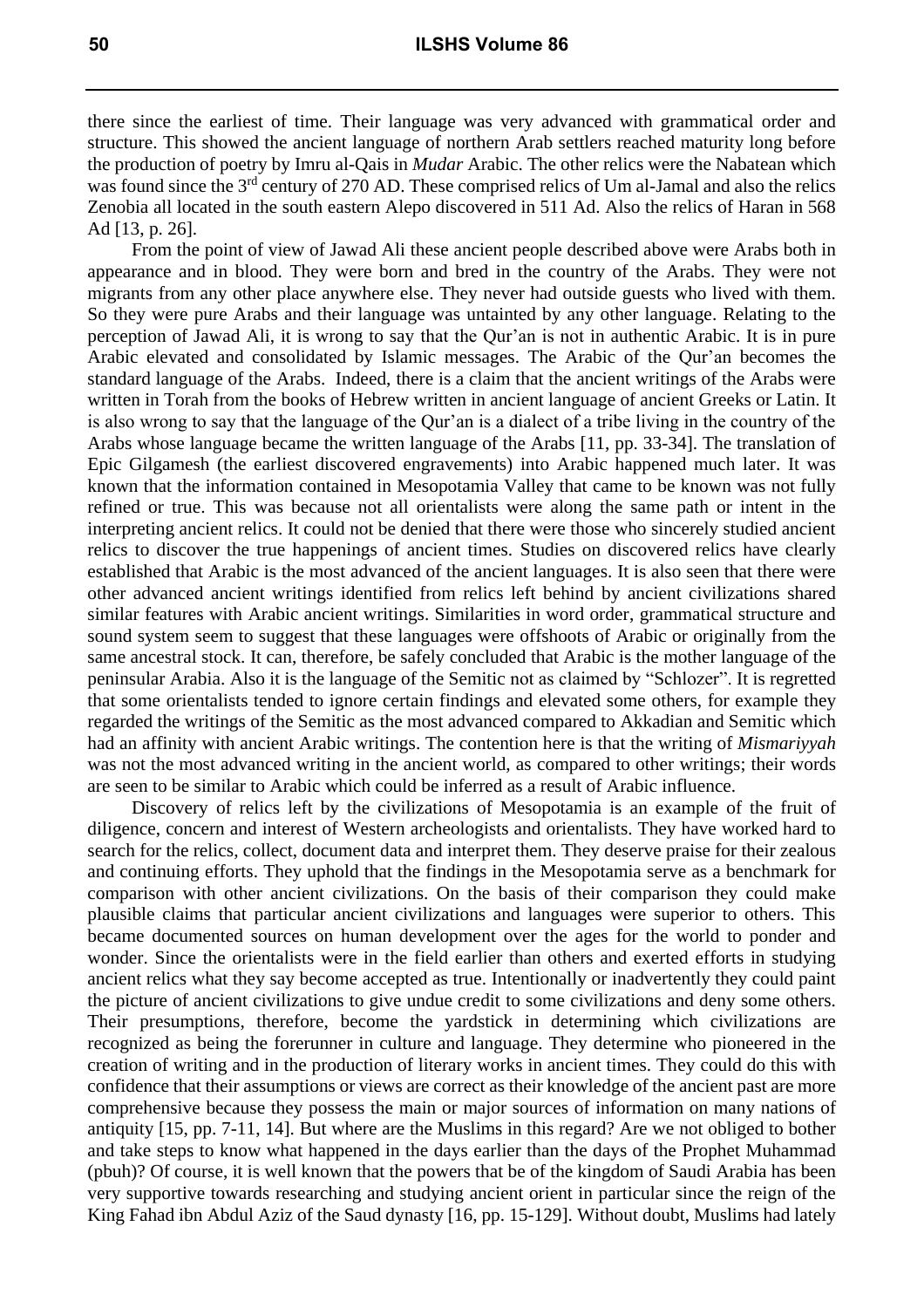there since the earliest of time. Their language was very advanced with grammatical order and structure. This showed the ancient language of northern Arab settlers reached maturity long before the production of poetry by Imru al-Qais in *Mudar* Arabic. The other relics were the Nabatean which was found since the 3rd century of 270 AD. These comprised relics of Um al-Jamal and also the relics Zenobia all located in the south eastern Alepo discovered in 511 Ad. Also the relics of Haran in 568 Ad [13, p. 26].

From the point of view of Jawad Ali these ancient people described above were Arabs both in appearance and in blood. They were born and bred in the country of the Arabs. They were not migrants from any other place anywhere else. They never had outside guests who lived with them. So they were pure Arabs and their language was untainted by any other language. Relating to the perception of Jawad Ali, it is wrong to say that the Qur'an is not in authentic Arabic. It is in pure Arabic elevated and consolidated by Islamic messages. The Arabic of the Qur'an becomes the standard language of the Arabs. Indeed, there is a claim that the ancient writings of the Arabs were written in Torah from the books of Hebrew written in ancient language of ancient Greeks or Latin. It is also wrong to say that the language of the Qur'an is a dialect of a tribe living in the country of the Arabs whose language became the written language of the Arabs [11, pp. 33-34]. The translation of Epic Gilgamesh (the earliest discovered engravements) into Arabic happened much later. It was known that the information contained in Mesopotamia Valley that came to be known was not fully refined or true. This was because not all orientalists were along the same path or intent in the interpreting ancient relics. It could not be denied that there were those who sincerely studied ancient relics to discover the true happenings of ancient times. Studies on discovered relics have clearly established that Arabic is the most advanced of the ancient languages. It is also seen that there were other advanced ancient writings identified from relics left behind by ancient civilizations shared similar features with Arabic ancient writings. Similarities in word order, grammatical structure and sound system seem to suggest that these languages were offshoots of Arabic or originally from the same ancestral stock. It can, therefore, be safely concluded that Arabic is the mother language of the peninsular Arabia. Also it is the language of the Semitic not as claimed by "Schlozer". It is regretted that some orientalists tended to ignore certain findings and elevated some others, for example they regarded the writings of the Semitic as the most advanced compared to Akkadian and Semitic which had an affinity with ancient Arabic writings. The contention here is that the writing of *Mismariyyah* was not the most advanced writing in the ancient world, as compared to other writings; their words are seen to be similar to Arabic which could be inferred as a result of Arabic influence.

Discovery of relics left by the civilizations of Mesopotamia is an example of the fruit of diligence, concern and interest of Western archeologists and orientalists. They have worked hard to search for the relics, collect, document data and interpret them. They deserve praise for their zealous and continuing efforts. They uphold that the findings in the Mesopotamia serve as a benchmark for comparison with other ancient civilizations. On the basis of their comparison they could make plausible claims that particular ancient civilizations and languages were superior to others. This became documented sources on human development over the ages for the world to ponder and wonder. Since the orientalists were in the field earlier than others and exerted efforts in studying ancient relics what they say become accepted as true. Intentionally or inadvertently they could paint the picture of ancient civilizations to give undue credit to some civilizations and deny some others. Their presumptions, therefore, become the yardstick in determining which civilizations are recognized as being the forerunner in culture and language. They determine who pioneered in the creation of writing and in the production of literary works in ancient times. They could do this with confidence that their assumptions or views are correct as their knowledge of the ancient past are more comprehensive because they possess the main or major sources of information on many nations of antiquity [15, pp. 7-11, 14]. But where are the Muslims in this regard? Are we not obliged to bother and take steps to know what happened in the days earlier than the days of the Prophet Muhammad (pbuh)? Of course, it is well known that the powers that be of the kingdom of Saudi Arabia has been very supportive towards researching and studying ancient orient in particular since the reign of the King Fahad ibn Abdul Aziz of the Saud dynasty [16, pp. 15-129]. Without doubt, Muslims had lately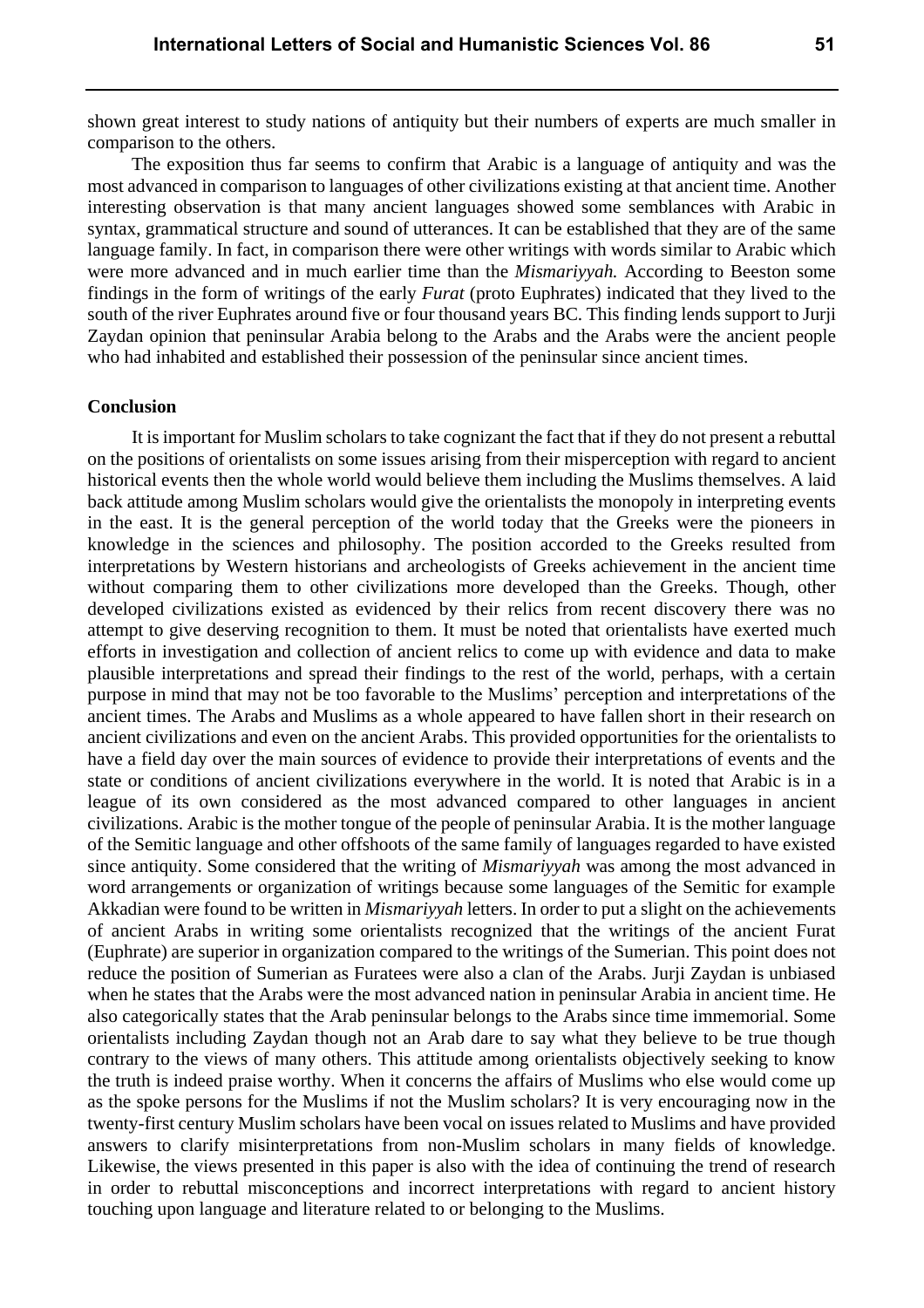shown great interest to study nations of antiquity but their numbers of experts are much smaller in comparison to the others.

The exposition thus far seems to confirm that Arabic is a language of antiquity and was the most advanced in comparison to languages of other civilizations existing at that ancient time. Another interesting observation is that many ancient languages showed some semblances with Arabic in syntax, grammatical structure and sound of utterances. It can be established that they are of the same language family. In fact, in comparison there were other writings with words similar to Arabic which were more advanced and in much earlier time than the *Mismariyyah.* According to Beeston some findings in the form of writings of the early *Furat* (proto Euphrates) indicated that they lived to the south of the river Euphrates around five or four thousand years BC. This finding lends support to Jurji Zaydan opinion that peninsular Arabia belong to the Arabs and the Arabs were the ancient people who had inhabited and established their possession of the peninsular since ancient times.

## Conclusion

It is important for Muslim scholars to take cognizant the fact that if they do not present a rebuttal on the positions of orientalists on some issues arising from their misperception with regard to ancient historical events then the whole world would believe them including the Muslims themselves. A laid back attitude among Muslim scholars would give the orientalists the monopoly in interpreting events in the east. It is the general perception of the world today that the Greeks were the pioneers in knowledge in the sciences and philosophy. The position accorded to the Greeks resulted from interpretations by Western historians and archeologists of Greeks achievement in the ancient time without comparing them to other civilizations more developed than the Greeks. Though, other developed civilizations existed as evidenced by their relics from recent discovery there was no attempt to give deserving recognition to them. It must be noted that orientalists have exerted much efforts in investigation and collection of ancient relics to come up with evidence and data to make plausible interpretations and spread their findings to the rest of the world, perhaps, with a certain purpose in mind that may not be too favorable to the Muslims' perception and interpretations of the ancient times. The Arabs and Muslims as a whole appeared to have fallen short in their research on ancient civilizations and even on the ancient Arabs. This provided opportunities for the orientalists to have a field day over the main sources of evidence to provide their interpretations of events and the state or conditions of ancient civilizations everywhere in the world. It is noted that Arabic is in a league of its own considered as the most advanced compared to other languages in ancient civilizations. Arabic is the mother tongue of the people of peninsular Arabia. It is the mother language of the Semitic language and other offshoots of the same family of languages regarded to have existed since antiquity. Some considered that the writing of *Mismariyyah* was among the most advanced in word arrangements or organization of writings because some languages of the Semitic for example Akkadian were found to be written in *Mismariyyah* letters. In order to put a slight on the achievements of ancient Arabs in writing some orientalists recognized that the writings of the ancient Furat (Euphrate) are superior in organization compared to the writings of the Sumerian. This point does not reduce the position of Sumerian as Furatees were also a clan of the Arabs. Jurji Zaydan is unbiased when he states that the Arabs were the most advanced nation in peninsular Arabia in ancient time. He also categorically states that the Arab peninsular belongs to the Arabs since time immemorial. Some orientalists including Zaydan though not an Arab dare to say what they believe to be true though contrary to the views of many others. This attitude among orientalists objectively seeking to know the truth is indeed praise worthy. When it concerns the affairs of Muslims who else would come up as the spoke persons for the Muslims if not the Muslim scholars? It is very encouraging now in the twenty-first century Muslim scholars have been vocal on issues related to Muslims and have provided answers to clarify misinterpretations from non-Muslim scholars in many fields of knowledge. Likewise, the views presented in this paper is also with the idea of continuing the trend of research in order to rebuttal misconceptions and incorrect interpretations with regard to ancient history touching upon language and literature related to or belonging to the Muslims.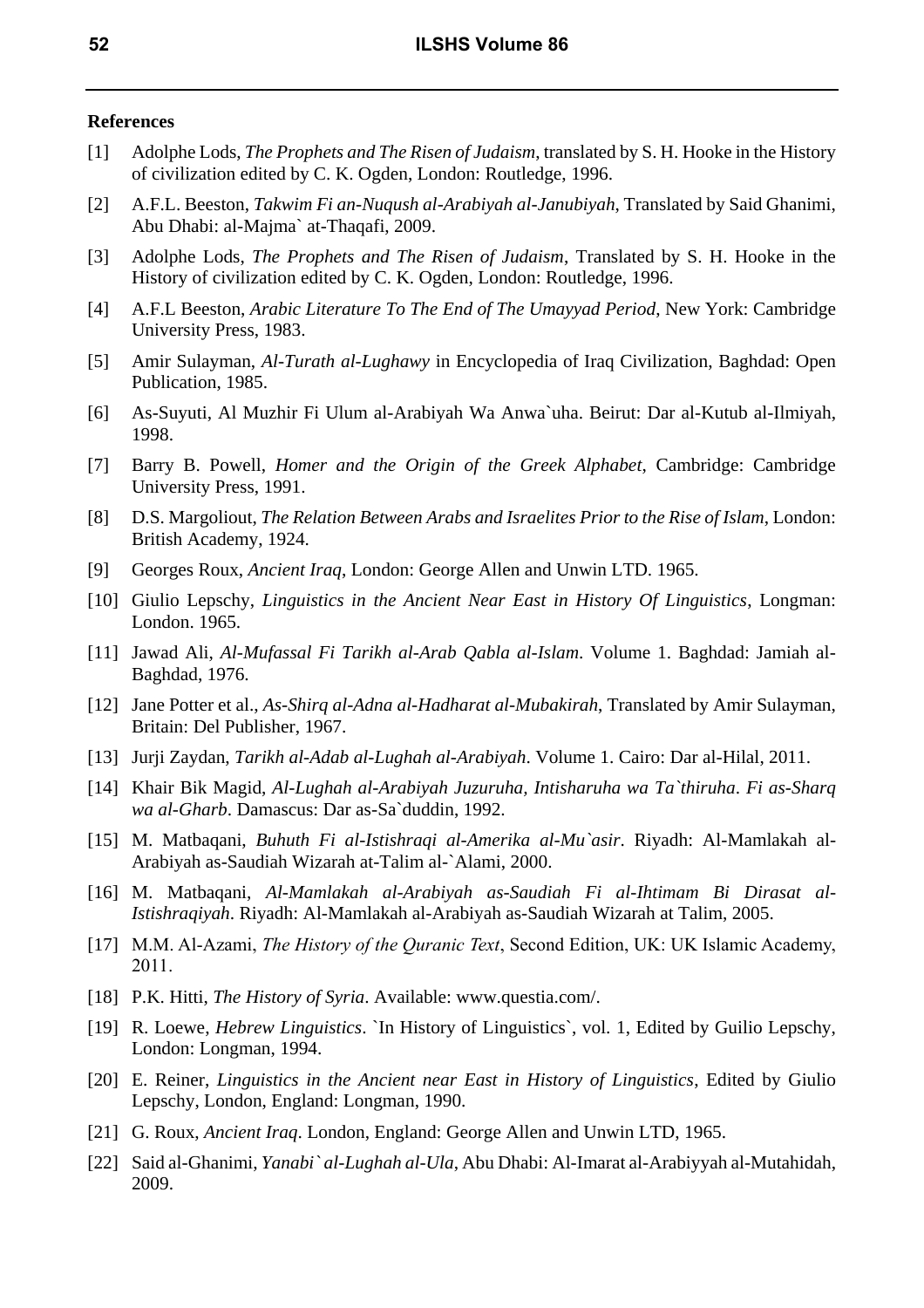**References**

[1] Adolphe Lods, *The Prophets and The Risen of Judaism*, translated by S. H. Hooke in the History of civilization edited by C. K. Ogden, London: Routledge, 1996.

[2] A.F.L. Beeston, *Takwim Fi an-Nuqush al-Arabiyah al-Janubiyah*, Translated by Said Ghanimi, Abu Dhabi: al-Majma` at-Thaqafi, 2009.

[3] Adolphe Lods, *The Prophets and The Risen of Judaism*, Translated by S. H. Hooke in the History of civilization edited by C. K. Ogden, London: Routledge, 1996.

[4] A.F.L Beeston, *Arabic Literature To The End of The Umayyad Period*, New York: Cambridge University Press, 1983.

[5] Amir Sulayman, *Al-Turath al-Lughawy* in Encyclopedia of Iraq Civilization, Baghdad: Open Publication, 1985.

[6] As-Suyuti, Al Muzhir Fi Ulum al-Arabiyah Wa Anwa`uha. Beirut: Dar al-Kutub al-Ilmiyah, 1998.

[7] Barry B. Powell, *Homer and the Origin of the Greek Alphabet*, Cambridge: Cambridge University Press, 1991.

[8] D.S. Margoliout, *The Relation Between Arabs and Israelites Prior to the Rise of Islam*, London: British Academy, 1924.

[9] Georges Roux, *Ancient Iraq*, London: George Allen and Unwin LTD. 1965.

[10] Giulio Lepschy, *Linguistics in the Ancient Near East in History Of Linguistics*, Longman: London. 1965.

[11] Jawad Ali, *Al-Mufassal Fi Tarikh al-Arab Qabla al-Islam*. Volume 1. Baghdad: Jamiah al-Baghdad, 1976.

[12] Jane Potter et al., *As-Shirq al-Adna al-Hadharat al-Mubakirah*, Translated by Amir Sulayman, Britain: Del Publisher, 1967.

[13] Jurji Zaydan, *Tarikh al-Adab al-Lughah al-Arabiyah*. Volume 1. Cairo: Dar al-Hilal, 2011.

[14] Khair Bik Magid, *Al-Lughah al-Arabiyah Juzuruha, Intisharuha wa Ta`thiruha*. *Fi as-Sharq wa al-Gharb*. Damascus: Dar as-Sa`duddin, 1992.

[15] M. Matbaqani, *Buhuth Fi al-Istishraqi al-Amerika al-Mu`asir*. Riyadh: Al-Mamlakah al-Arabiyah as-Saudiah Wizarah at-Talim al-`Alami, 2000.

[16] M. Matbaqani, *Al-Mamlakah al-Arabiyah as-Saudiah Fi al-Ihtimam Bi Dirasat al-Istishraqiyah*. Riyadh: Al-Mamlakah al-Arabiyah as-Saudiah Wizarah at Talim, 2005.

[17] M.M. Al-Azami, *The History of the Quranic Text*, Second Edition, UK: UK Islamic Academy, 2011.

[18] P.K. Hitti, *The History of Syria*. Available: www.questia.com/.

[19] R. Loewe, *Hebrew Linguistics*. `In History of Linguistics`, vol. 1, Edited by Guilio Lepschy, London: Longman, 1994.

[20] E. Reiner, *Linguistics in the Ancient near East in History of Linguistics*, Edited by Giulio Lepschy, London, England: Longman, 1990.

[21] G. Roux, *Ancient Iraq*. London, England: George Allen and Unwin LTD, 1965.

[22] Said al-Ghanimi, *Yanabi` al-Lughah al-Ula*, Abu Dhabi: Al-Imarat al-Arabiyyah al-Mutahidah, 2009.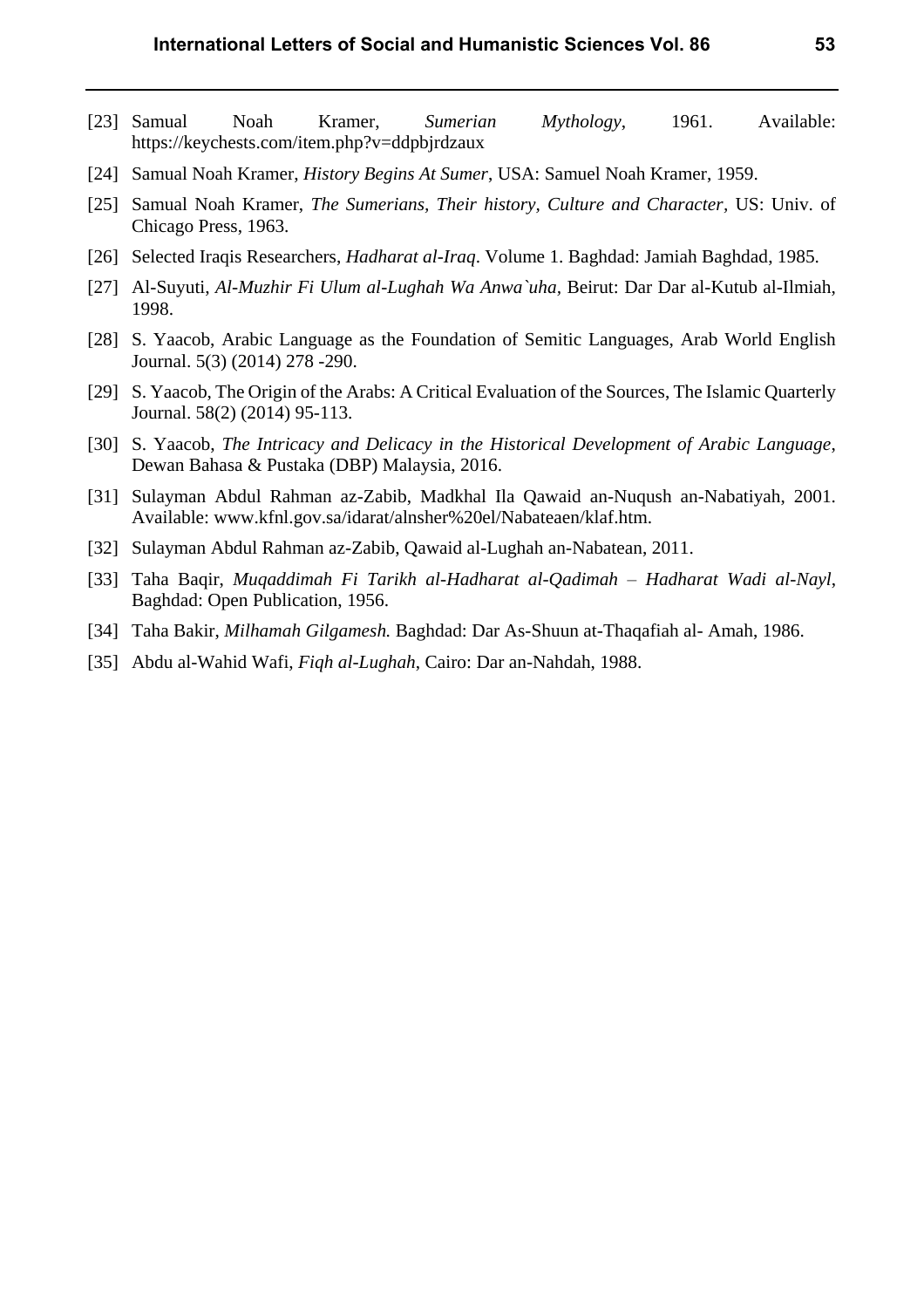[23] Samual Noah Kramer, *Sumerian Mythology*, 1961. Available: https://keychests.com/item.php?v=ddpbjrdzaux

[24] Samual Noah Kramer, *History Begins At Sumer*, USA: Samuel Noah Kramer, 1959.

[25] Samual Noah Kramer, *The Sumerians, Their history, Culture and Character*, US: Univ. of Chicago Press, 1963.

[26] Selected Iraqis Researchers, *Hadharat al-Iraq*. Volume 1. Baghdad: Jamiah Baghdad, 1985.

[27] Al-Suyuti, *Al-Muzhir Fi Ulum al-Lughah Wa Anwa`uha*, Beirut: Dar Dar al-Kutub al-Ilmiah, 1998.

[28] S. Yaacob, Arabic Language as the Foundation of Semitic Languages, Arab World English Journal. 5(3) (2014) 278 -290.

[29] S. Yaacob, The Origin of the Arabs: A Critical Evaluation of the Sources, The Islamic Quarterly Journal. 58(2) (2014) 95-113.

[30] S. Yaacob, *The Intricacy and Delicacy in the Historical Development of Arabic Language*, Dewan Bahasa & Pustaka (DBP) Malaysia, 2016.

[31] Sulayman Abdul Rahman az-Zabib, Madkhal Ila Qawaid an-Nuqush an-Nabatiyah, 2001. Available: www.kfnl.gov.sa/idarat/alnsher%20el/Nabateaen/klaf.htm.

[32] Sulayman Abdul Rahman az-Zabib, Qawaid al-Lughah an-Nabatean, 2011.

[33] Taha Baqir, *Muqaddimah Fi Tarikh al-Hadharat al-Qadimah – Hadharat Wadi al-Nayl*, Baghdad: Open Publication, 1956.

[34] Taha Bakir, *Milhamah Gilgamesh.* Baghdad: Dar As-Shuun at-Thaqafiah al- Amah, 1986.

[35] Abdu al-Wahid Wafi, *Fiqh al-Lughah*, Cairo: Dar an-Nahdah, 1988.